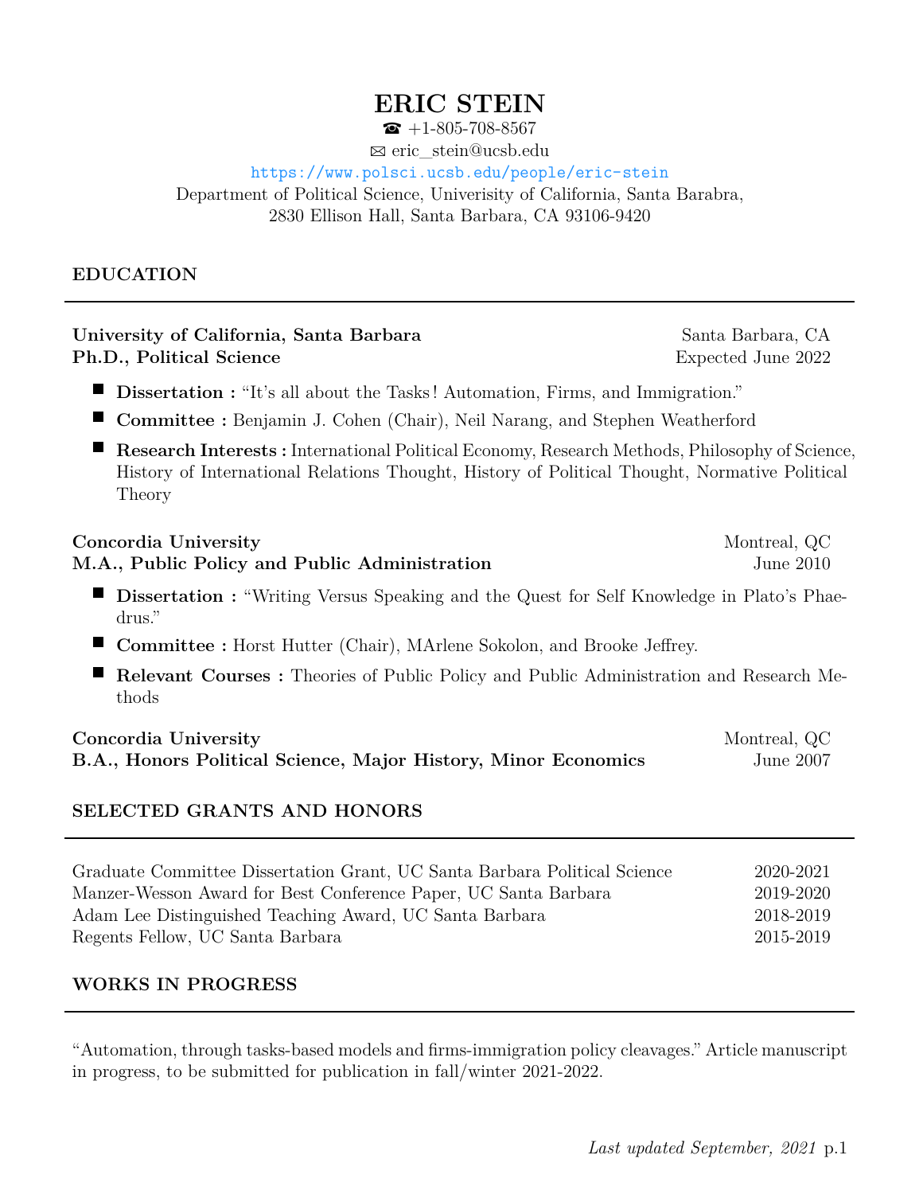# ERIC STEIN

☎ +1-805-708-8567
✉ eric_stein@ucsb.edu
https://www.polsci.ucsb.edu/people/eric-stein
Department of Political Science, Univeristy of California, Santa Barabra,
2830 Ellison Hall, Santa Barbara, CA 93106-9420

## EDUCATION

**University of California, Santa Barbara** — Santa Barbara, CA
**Ph.D., Political Science** — Expected June 2022

- **Dissertation :** "It's all about the Tasks! Automation, Firms, and Immigration."
- **Committee :** Benjamin J. Cohen (Chair), Neil Narang, and Stephen Weatherford
- **Research Interests :** International Political Economy, Research Methods, Philosophy of Science, History of International Relations Thought, History of Political Thought, Normative Political Theory

**Concordia University** — Montreal, QC
**M.A., Public Policy and Public Administration** — June 2010

- **Dissertation :** "Writing Versus Speaking and the Quest for Self Knowledge in Plato's Phaedrus."
- **Committee :** Horst Hutter (Chair), MArlene Sokolon, and Brooke Jeffrey.
- **Relevant Courses :** Theories of Public Policy and Public Administration and Research Methods

**Concordia University** — Montreal, QC
**B.A., Honors Political Science, Major History, Minor Economics** — June 2007

## SELECTED GRANTS AND HONORS

| | |
|---|---|
| Graduate Committee Dissertation Grant, UC Santa Barbara Political Science | 2020-2021 |
| Manzer-Wesson Award for Best Conference Paper, UC Santa Barbara | 2019-2020 |
| Adam Lee Distinguished Teaching Award, UC Santa Barbara | 2018-2019 |
| Regents Fellow, UC Santa Barbara | 2015-2019 |

## WORKS IN PROGRESS

"Automation, through tasks-based models and firms-immigration policy cleavages." Article manuscript in progress, to be submitted for publication in fall/winter 2021-2022.

*Last updated September, 2021*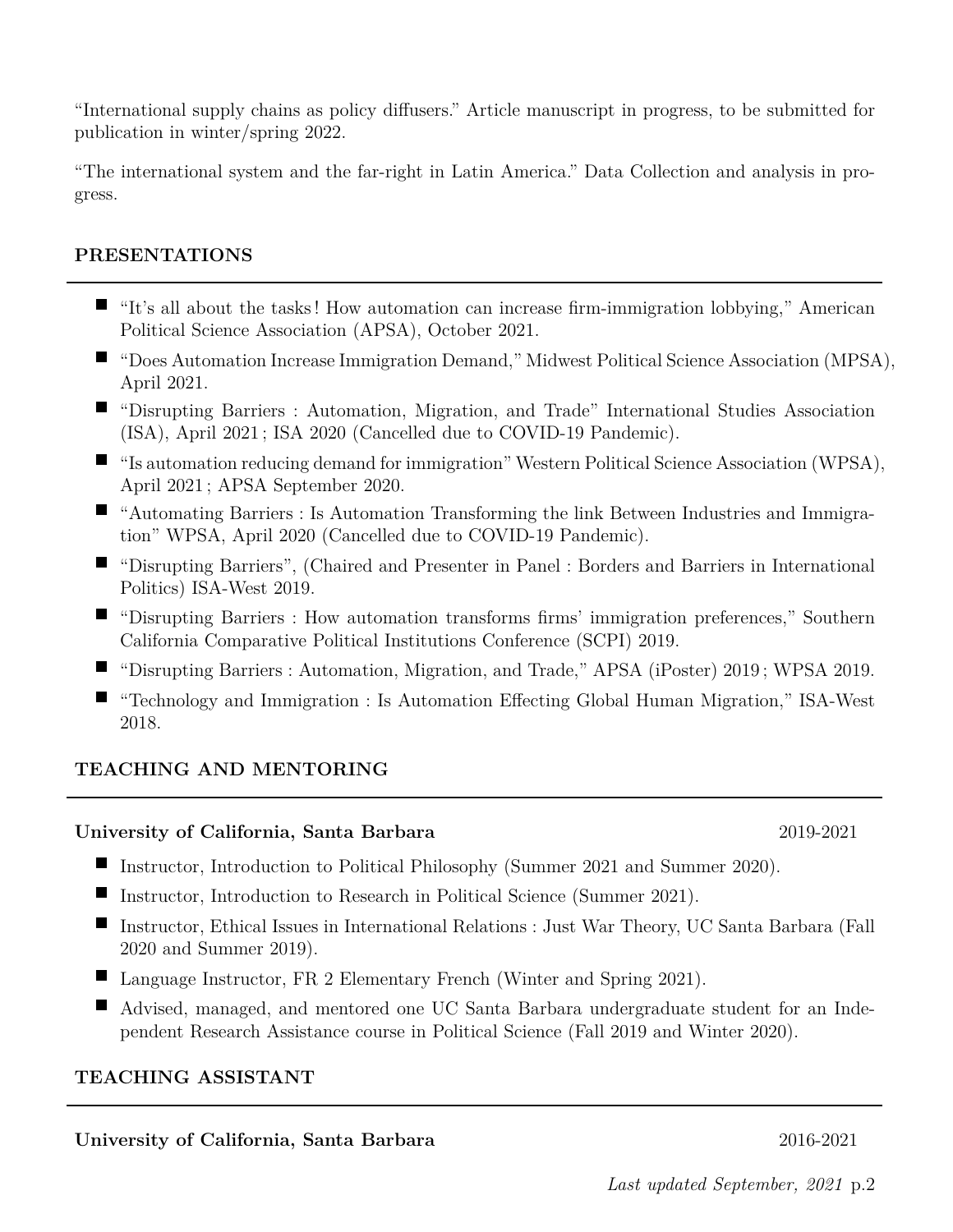"International supply chains as policy diffusers." Article manuscript in progress, to be submitted for publication in winter/spring 2022.

"The international system and the far-right in Latin America." Data Collection and analysis in progress.

## PRESENTATIONS

- "It's all about the tasks! How automation can increase firm-immigration lobbying," American Political Science Association (APSA), October 2021.
- "Does Automation Increase Immigration Demand," Midwest Political Science Association (MPSA), April 2021.
- "Disrupting Barriers : Automation, Migration, and Trade" International Studies Association (ISA), April 2021 ; ISA 2020 (Cancelled due to COVID-19 Pandemic).
- "Is automation reducing demand for immigration" Western Political Science Association (WPSA), April 2021 ; APSA September 2020.
- "Automating Barriers : Is Automation Transforming the link Between Industries and Immigration" WPSA, April 2020 (Cancelled due to COVID-19 Pandemic).
- "Disrupting Barriers", (Chaired and Presenter in Panel : Borders and Barriers in International Politics) ISA-West 2019.
- "Disrupting Barriers : How automation transforms firms' immigration preferences," Southern California Comparative Political Institutions Conference (SCPI) 2019.
- "Disrupting Barriers : Automation, Migration, and Trade," APSA (iPoster) 2019 ; WPSA 2019.
- "Technology and Immigration : Is Automation Effecting Global Human Migration," ISA-West 2018.

## TEACHING AND MENTORING

**University of California, Santa Barbara** 2019-2021

- Instructor, Introduction to Political Philosophy (Summer 2021 and Summer 2020).
- Instructor, Introduction to Research in Political Science (Summer 2021).
- Instructor, Ethical Issues in International Relations : Just War Theory, UC Santa Barbara (Fall 2020 and Summer 2019).
- Language Instructor, FR 2 Elementary French (Winter and Spring 2021).
- Advised, managed, and mentored one UC Santa Barbara undergraduate student for an Independent Research Assistance course in Political Science (Fall 2019 and Winter 2020).

## TEACHING ASSISTANT

**University of California, Santa Barbara** 2016-2021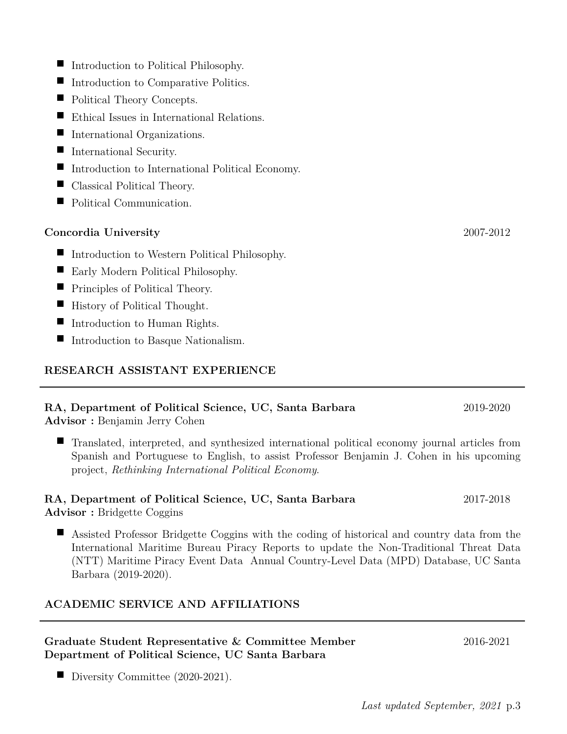- Introduction to Political Philosophy.
- Introduction to Comparative Politics.
- Political Theory Concepts.
- Ethical Issues in International Relations.
- International Organizations.
- International Security.
- Introduction to International Political Economy.
- Classical Political Theory.
- Political Communication.

**Concordia University** 2007-2012

- Introduction to Western Political Philosophy.
- Early Modern Political Philosophy.
- Principles of Political Theory.
- History of Political Thought.
- Introduction to Human Rights.
- Introduction to Basque Nationalism.

## RESEARCH ASSISTANT EXPERIENCE

**RA, Department of Political Science, UC, Santa Barbara** 2019-2020
**Advisor :** Benjamin Jerry Cohen

- Translated, interpreted, and synthesized international political economy journal articles from Spanish and Portuguese to English, to assist Professor Benjamin J. Cohen in his upcoming project, *Rethinking International Political Economy*.

**RA, Department of Political Science, UC, Santa Barbara** 2017-2018
**Advisor :** Bridgette Coggins

- Assisted Professor Bridgette Coggins with the coding of historical and country data from the International Maritime Bureau Piracy Reports to update the Non-Traditional Threat Data (NTT) Maritime Piracy Event Data Annual Country-Level Data (MPD) Database, UC Santa Barbara (2019-2020).

## ACADEMIC SERVICE AND AFFILIATIONS

**Graduate Student Representative & Committee Member** 2016-2021
**Department of Political Science, UC Santa Barbara**

- Diversity Committee (2020-2021).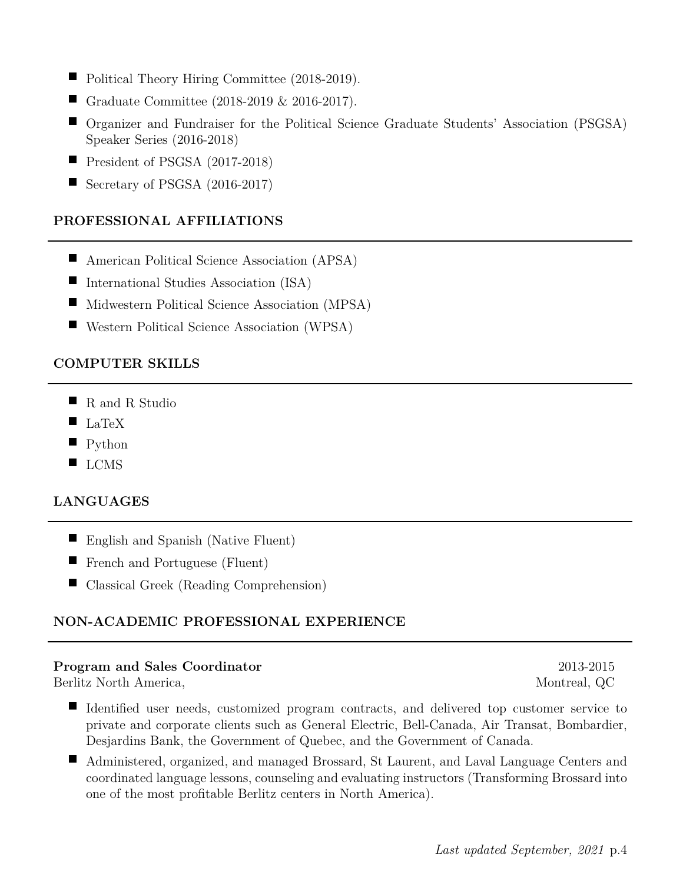- Political Theory Hiring Committee (2018-2019).
- Graduate Committee (2018-2019 & 2016-2017).
- Organizer and Fundraiser for the Political Science Graduate Students' Association (PSGSA) Speaker Series (2016-2018)
- President of PSGSA (2017-2018)
- Secretary of PSGSA (2016-2017)

## PROFESSIONAL AFFILIATIONS

- American Political Science Association (APSA)
- International Studies Association (ISA)
- Midwestern Political Science Association (MPSA)
- Western Political Science Association (WPSA)

## COMPUTER SKILLS

- R and R Studio
- LaTeX
- Python
- LCMS

## LANGUAGES

- English and Spanish (Native Fluent)
- French and Portuguese (Fluent)
- Classical Greek (Reading Comprehension)

## NON-ACADEMIC PROFESSIONAL EXPERIENCE

**Program and Sales Coordinator** 2013-2015
Berlitz North America, Montreal, QC

- Identified user needs, customized program contracts, and delivered top customer service to private and corporate clients such as General Electric, Bell-Canada, Air Transat, Bombardier, Desjardins Bank, the Government of Quebec, and the Government of Canada.
- Administered, organized, and managed Brossard, St Laurent, and Laval Language Centers and coordinated language lessons, counseling and evaluating instructors (Transforming Brossard into one of the most profitable Berlitz centers in North America).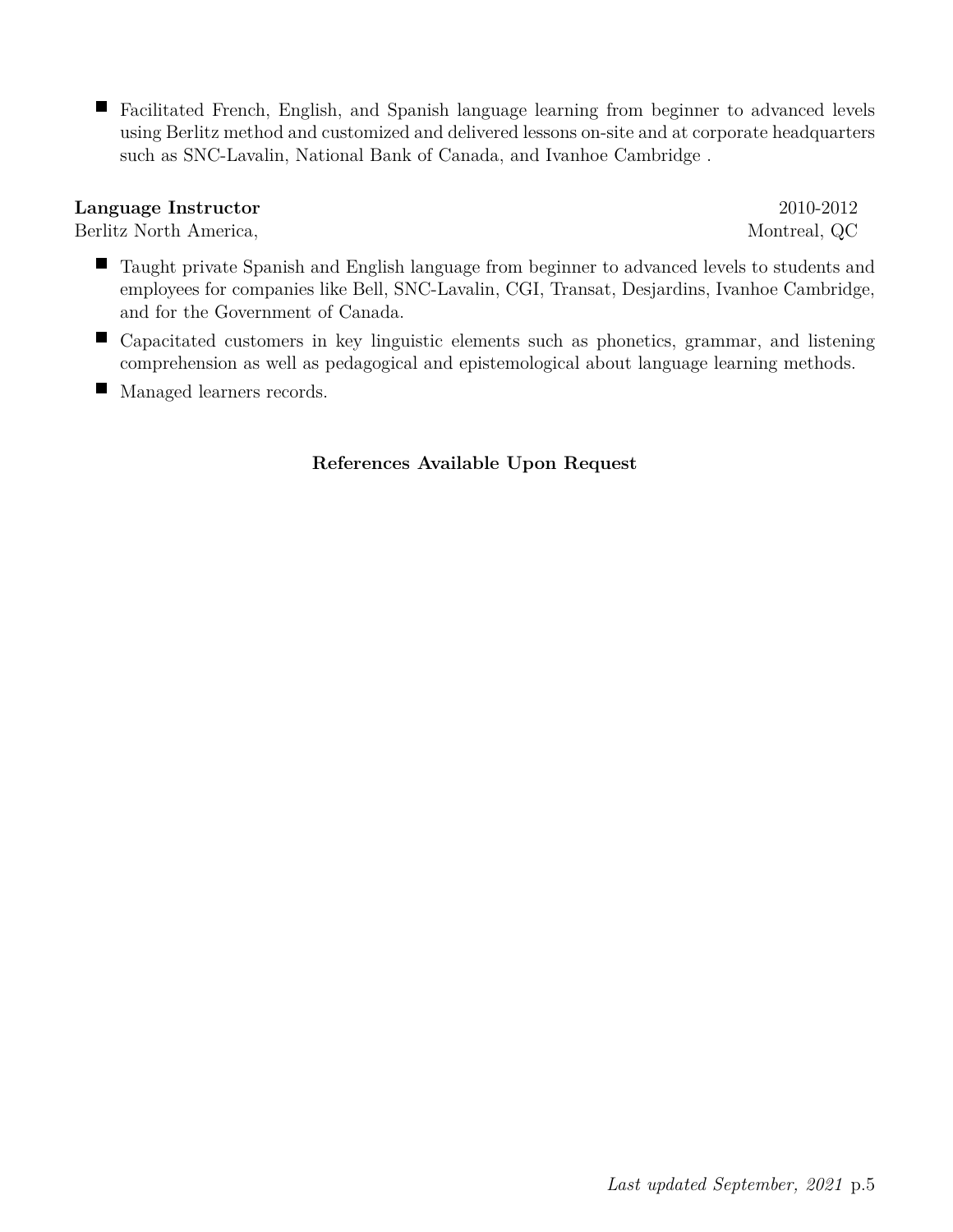- Facilitated French, English, and Spanish language learning from beginner to advanced levels using Berlitz method and customized and delivered lessons on-site and at corporate headquarters such as SNC-Lavalin, National Bank of Canada, and Ivanhoe Cambridge .

**Language Instructor** 2010-2012
Berlitz North America, Montreal, QC

- Taught private Spanish and English language from beginner to advanced levels to students and employees for companies like Bell, SNC-Lavalin, CGI, Transat, Desjardins, Ivanhoe Cambridge, and for the Government of Canada.
- Capacitated customers in key linguistic elements such as phonetics, grammar, and listening comprehension as well as pedagogical and epistemological about language learning methods.
- Managed learners records.

**References Available Upon Request**

*Last updated September, 2021*